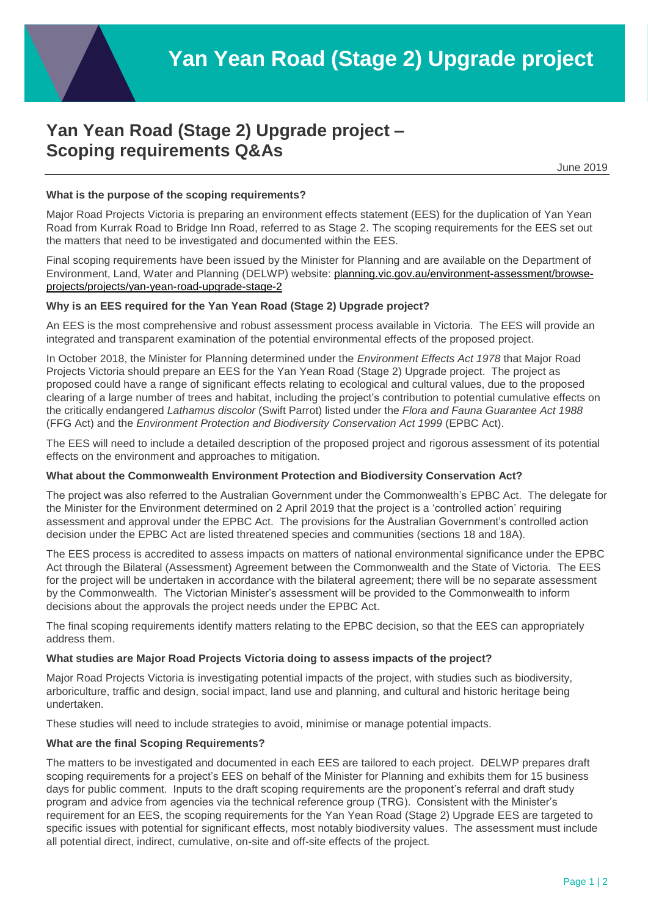# Yan Yean Road (Stage 2) Upgrade project

## Yan Yean Road (Stage 2) Upgrade project – Scoping requirements Q&As

June 2019

**What is the purpose of the scoping requirements?**

Major Road Projects Victoria is preparing an environment effects statement (EES) for the duplication of Yan Yean Road from Kurrak Road to Bridge Inn Road, referred to as Stage 2. The scoping requirements for the EES set out the matters that need to be investigated and documented within the EES.

Final scoping requirements have been issued by the Minister for Planning and are available on the Department of Environment, Land, Water and Planning (DELWP) website: planning.vic.gov.au/environment-assessment/browse-projects/projects/yan-yean-road-upgrade-stage-2

**Why is an EES required for the Yan Yean Road (Stage 2) Upgrade project?**

An EES is the most comprehensive and robust assessment process available in Victoria. The EES will provide an integrated and transparent examination of the potential environmental effects of the proposed project.

In October 2018, the Minister for Planning determined under the *Environment Effects Act 1978* that Major Road Projects Victoria should prepare an EES for the Yan Yean Road (Stage 2) Upgrade project. The project as proposed could have a range of significant effects relating to ecological and cultural values, due to the proposed clearing of a large number of trees and habitat, including the project's contribution to potential cumulative effects on the critically endangered *Lathamus discolor* (Swift Parrot) listed under the *Flora and Fauna Guarantee Act 1988* (FFG Act) and the *Environment Protection and Biodiversity Conservation Act 1999* (EPBC Act).

The EES will need to include a detailed description of the proposed project and rigorous assessment of its potential effects on the environment and approaches to mitigation.

**What about the Commonwealth Environment Protection and Biodiversity Conservation Act?**

The project was also referred to the Australian Government under the Commonwealth's EPBC Act. The delegate for the Minister for the Environment determined on 2 April 2019 that the project is a 'controlled action' requiring assessment and approval under the EPBC Act. The provisions for the Australian Government's controlled action decision under the EPBC Act are listed threatened species and communities (sections 18 and 18A).

The EES process is accredited to assess impacts on matters of national environmental significance under the EPBC Act through the Bilateral (Assessment) Agreement between the Commonwealth and the State of Victoria. The EES for the project will be undertaken in accordance with the bilateral agreement; there will be no separate assessment by the Commonwealth. The Victorian Minister's assessment will be provided to the Commonwealth to inform decisions about the approvals the project needs under the EPBC Act.

The final scoping requirements identify matters relating to the EPBC decision, so that the EES can appropriately address them.

**What studies are Major Road Projects Victoria doing to assess impacts of the project?**

Major Road Projects Victoria is investigating potential impacts of the project, with studies such as biodiversity, arboriculture, traffic and design, social impact, land use and planning, and cultural and historic heritage being undertaken.

These studies will need to include strategies to avoid, minimise or manage potential impacts.

**What are the final Scoping Requirements?**

The matters to be investigated and documented in each EES are tailored to each project. DELWP prepares draft scoping requirements for a project's EES on behalf of the Minister for Planning and exhibits them for 15 business days for public comment. Inputs to the draft scoping requirements are the proponent's referral and draft study program and advice from agencies via the technical reference group (TRG). Consistent with the Minister's requirement for an EES, the scoping requirements for the Yan Yean Road (Stage 2) Upgrade EES are targeted to specific issues with potential for significant effects, most notably biodiversity values. The assessment must include all potential direct, indirect, cumulative, on-site and off-site effects of the project.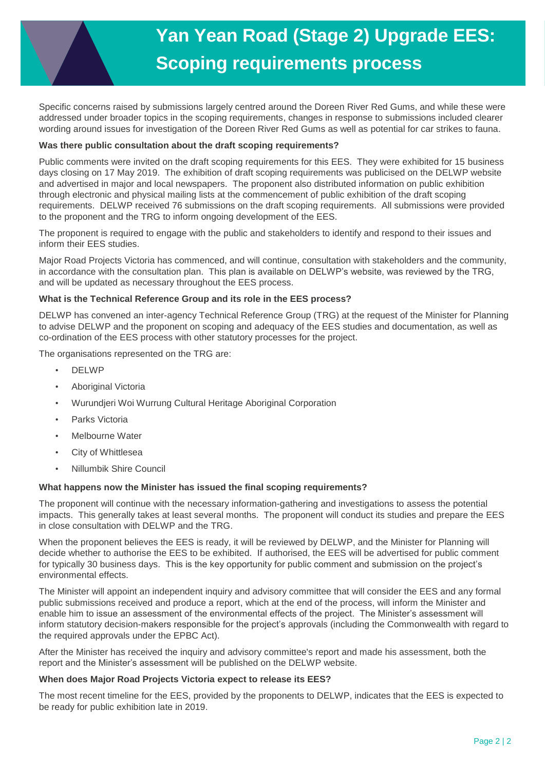# Yan Yean Road (Stage 2) Upgrade EES: Scoping requirements process

Specific concerns raised by submissions largely centred around the Doreen River Red Gums, and while these were addressed under broader topics in the scoping requirements, changes in response to submissions included clearer wording around issues for investigation of the Doreen River Red Gums as well as potential for car strikes to fauna.

**Was there public consultation about the draft scoping requirements?**

Public comments were invited on the draft scoping requirements for this EES. They were exhibited for 15 business days closing on 17 May 2019. The exhibition of draft scoping requirements was publicised on the DELWP website and advertised in major and local newspapers. The proponent also distributed information on public exhibition through electronic and physical mailing lists at the commencement of public exhibition of the draft scoping requirements. DELWP received 76 submissions on the draft scoping requirements. All submissions were provided to the proponent and the TRG to inform ongoing development of the EES.

The proponent is required to engage with the public and stakeholders to identify and respond to their issues and inform their EES studies.

Major Road Projects Victoria has commenced, and will continue, consultation with stakeholders and the community, in accordance with the consultation plan. This plan is available on DELWP's website, was reviewed by the TRG, and will be updated as necessary throughout the EES process.

**What is the Technical Reference Group and its role in the EES process?**

DELWP has convened an inter-agency Technical Reference Group (TRG) at the request of the Minister for Planning to advise DELWP and the proponent on scoping and adequacy of the EES studies and documentation, as well as co-ordination of the EES process with other statutory processes for the project.

The organisations represented on the TRG are:

- DELWP
- Aboriginal Victoria
- Wurundjeri Woi Wurrung Cultural Heritage Aboriginal Corporation
- Parks Victoria
- Melbourne Water
- City of Whittlesea
- Nillumbik Shire Council

**What happens now the Minister has issued the final scoping requirements?**

The proponent will continue with the necessary information-gathering and investigations to assess the potential impacts. This generally takes at least several months. The proponent will conduct its studies and prepare the EES in close consultation with DELWP and the TRG.

When the proponent believes the EES is ready, it will be reviewed by DELWP, and the Minister for Planning will decide whether to authorise the EES to be exhibited. If authorised, the EES will be advertised for public comment for typically 30 business days. This is the key opportunity for public comment and submission on the project's environmental effects.

The Minister will appoint an independent inquiry and advisory committee that will consider the EES and any formal public submissions received and produce a report, which at the end of the process, will inform the Minister and enable him to issue an assessment of the environmental effects of the project. The Minister's assessment will inform statutory decision-makers responsible for the project's approvals (including the Commonwealth with regard to the required approvals under the EPBC Act).

After the Minister has received the inquiry and advisory committee's report and made his assessment, both the report and the Minister's assessment will be published on the DELWP website.

**When does Major Road Projects Victoria expect to release its EES?**

The most recent timeline for the EES, provided by the proponents to DELWP, indicates that the EES is expected to be ready for public exhibition late in 2019.